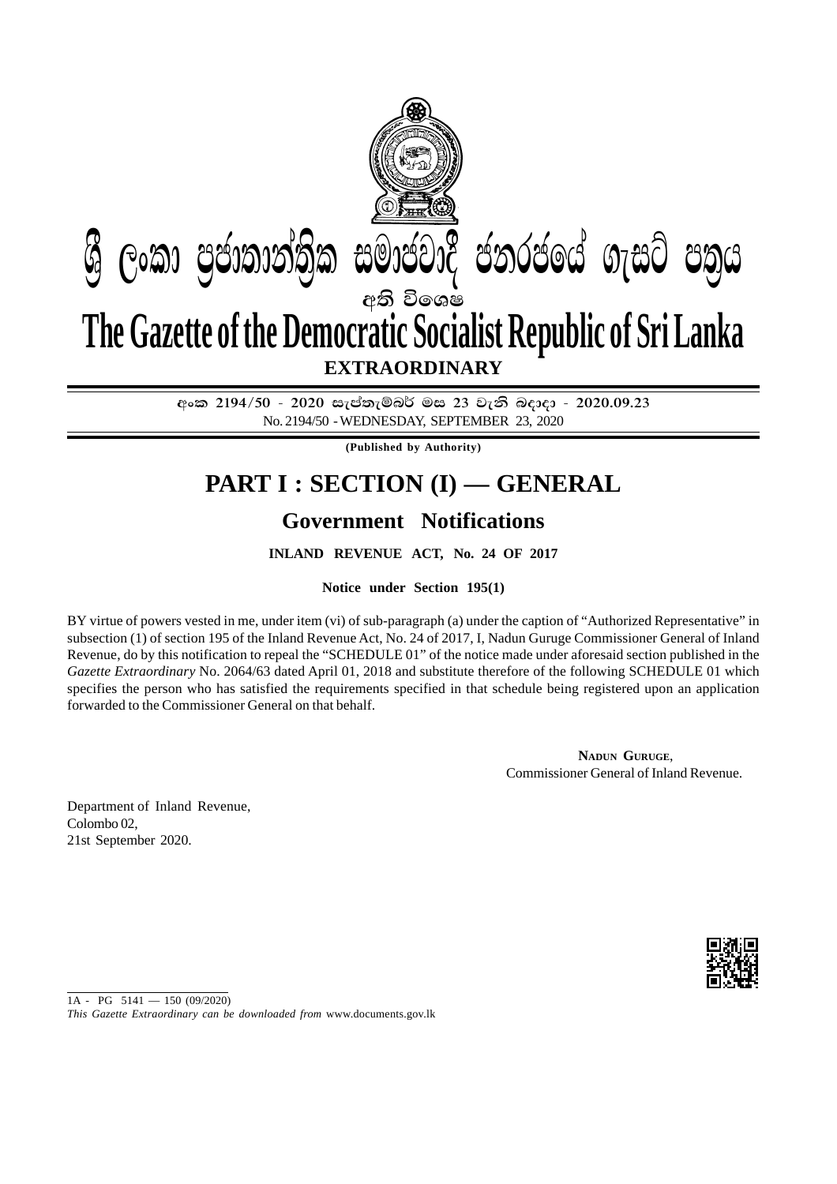# ශ්‍රී ලංකා ප්‍රජාතාන්ත්‍රික සමාජවාදී ජනරජයේ ගැසට් පත්‍රය

අති විශෙෂ

# The Gazette of the Democratic Socialist Republic of Sri Lanka

**EXTRAORDINARY**

අංක 2194/50 - 2020 සැප්තැම්බර් මස 23 වැනි බදාදා - 2020.09.23

No. 2194/50 - WEDNESDAY, SEPTEMBER 23, 2020

**(Published by Authority)**

# PART I : SECTION (I) — GENERAL

## Government Notifications

**INLAND REVENUE ACT, No. 24 OF 2017**

**Notice under Section 195(1)**

BY virtue of powers vested in me, under item (vi) of sub-paragraph (a) under the caption of "Authorized Representative" in subsection (1) of section 195 of the Inland Revenue Act, No. 24 of 2017, I, Nadun Guruge Commissioner General of Inland Revenue, do by this notification to repeal the "SCHEDULE 01" of the notice made under aforesaid section published in the *Gazette Extraordinary* No. 2064/63 dated April 01, 2018 and substitute therefore of the following SCHEDULE 01 which specifies the person who has satisfied the requirements specified in that schedule being registered upon an application forwarded to the Commissioner General on that behalf.

**NADUN GURUGE**,
Commissioner General of Inland Revenue.

Department of Inland Revenue,
Colombo 02,
21st September 2020.

1A - PG 5141 — 150 (09/2020)

*This Gazette Extraordinary can be downloaded from* www.documents.gov.lk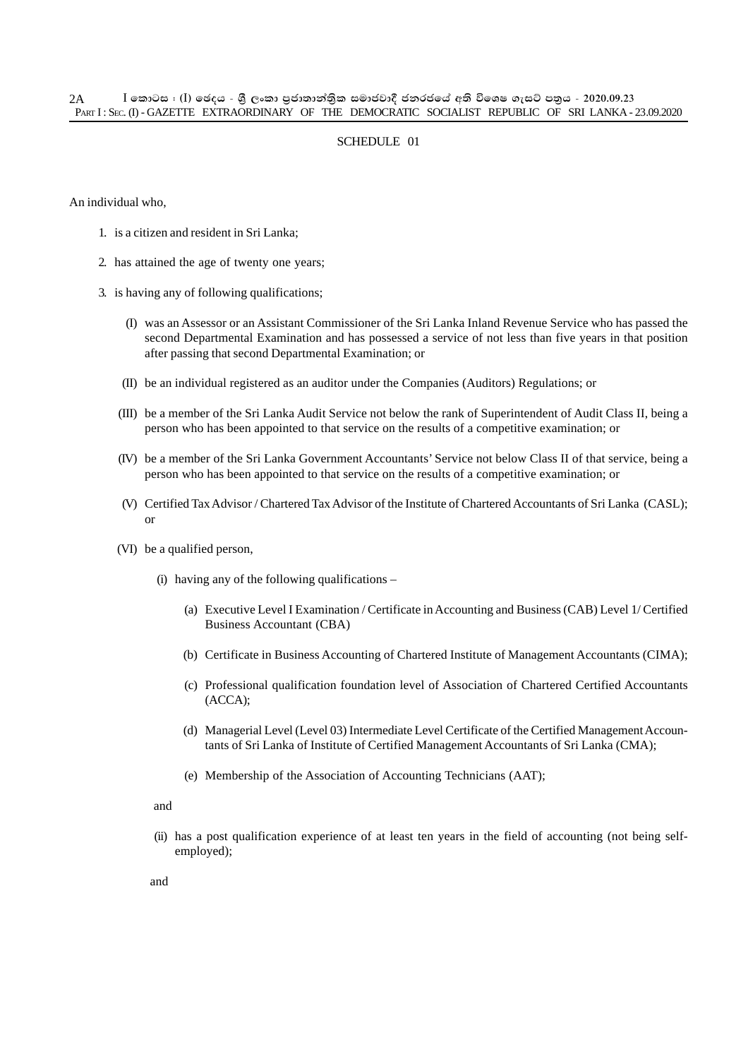## SCHEDULE 01

An individual who,

1. is a citizen and resident in Sri Lanka;
2. has attained the age of twenty one years;
3. is having any of following qualifications;

   (I) was an Assessor or an Assistant Commissioner of the Sri Lanka Inland Revenue Service who has passed the second Departmental Examination and has possessed a service of not less than five years in that position after passing that second Departmental Examination; or

   (II) be an individual registered as an auditor under the Companies (Auditors) Regulations; or

   (III) be a member of the Sri Lanka Audit Service not below the rank of Superintendent of Audit Class II, being a person who has been appointed to that service on the results of a competitive examination; or

   (IV) be a member of the Sri Lanka Government Accountants' Service not below Class II of that service, being a person who has been appointed to that service on the results of a competitive examination; or

   (V) Certified Tax Advisor / Chartered Tax Advisor of the Institute of Chartered Accountants of Sri Lanka (CASL); or

   (VI) be a qualified person,

      (i) having any of the following qualifications –

         (a) Executive Level I Examination / Certificate in Accounting and Business (CAB) Level 1/ Certified Business Accountant (CBA)

         (b) Certificate in Business Accounting of Chartered Institute of Management Accountants (CIMA);

         (c) Professional qualification foundation level of Association of Chartered Certified Accountants (ACCA);

         (d) Managerial Level (Level 03) Intermediate Level Certificate of the Certified Management Accountants of Sri Lanka of Institute of Certified Management Accountants of Sri Lanka (CMA);

         (e) Membership of the Association of Accounting Technicians (AAT);

      and

      (ii) has a post qualification experience of at least ten years in the field of accounting (not being self-employed);

      and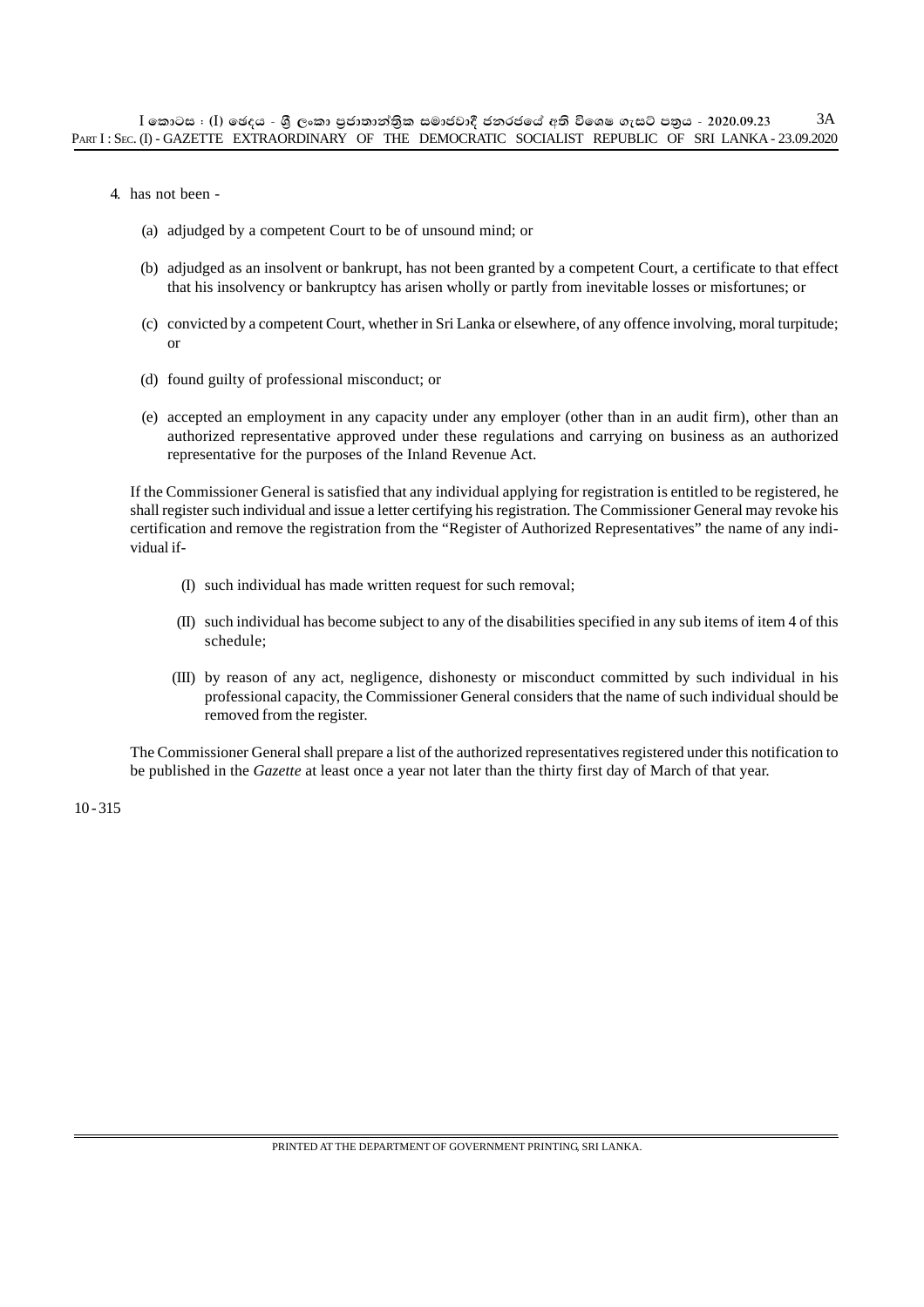4. has not been -

   (a) adjudged by a competent Court to be of unsound mind; or

   (b) adjudged as an insolvent or bankrupt, has not been granted by a competent Court, a certificate to that effect that his insolvency or bankruptcy has arisen wholly or partly from inevitable losses or misfortunes; or

   (c) convicted by a competent Court, whether in Sri Lanka or elsewhere, of any offence involving, moral turpitude; or

   (d) found guilty of professional misconduct; or

   (e) accepted an employment in any capacity under any employer (other than in an audit firm), other than an authorized representative approved under these regulations and carrying on business as an authorized representative for the purposes of the Inland Revenue Act.

If the Commissioner General is satisfied that any individual applying for registration is entitled to be registered, he shall register such individual and issue a letter certifying his registration. The Commissioner General may revoke his certification and remove the registration from the "Register of Authorized Representatives" the name of any individual if-

(I) such individual has made written request for such removal;

(II) such individual has become subject to any of the disabilities specified in any sub items of item 4 of this schedule;

(III) by reason of any act, negligence, dishonesty or misconduct committed by such individual in his professional capacity, the Commissioner General considers that the name of such individual should be removed from the register.

The Commissioner General shall prepare a list of the authorized representatives registered under this notification to be published in the *Gazette* at least once a year not later than the thirty first day of March of that year.

10 - 315

PRINTED AT THE DEPARTMENT OF GOVERNMENT PRINTING, SRI LANKA.